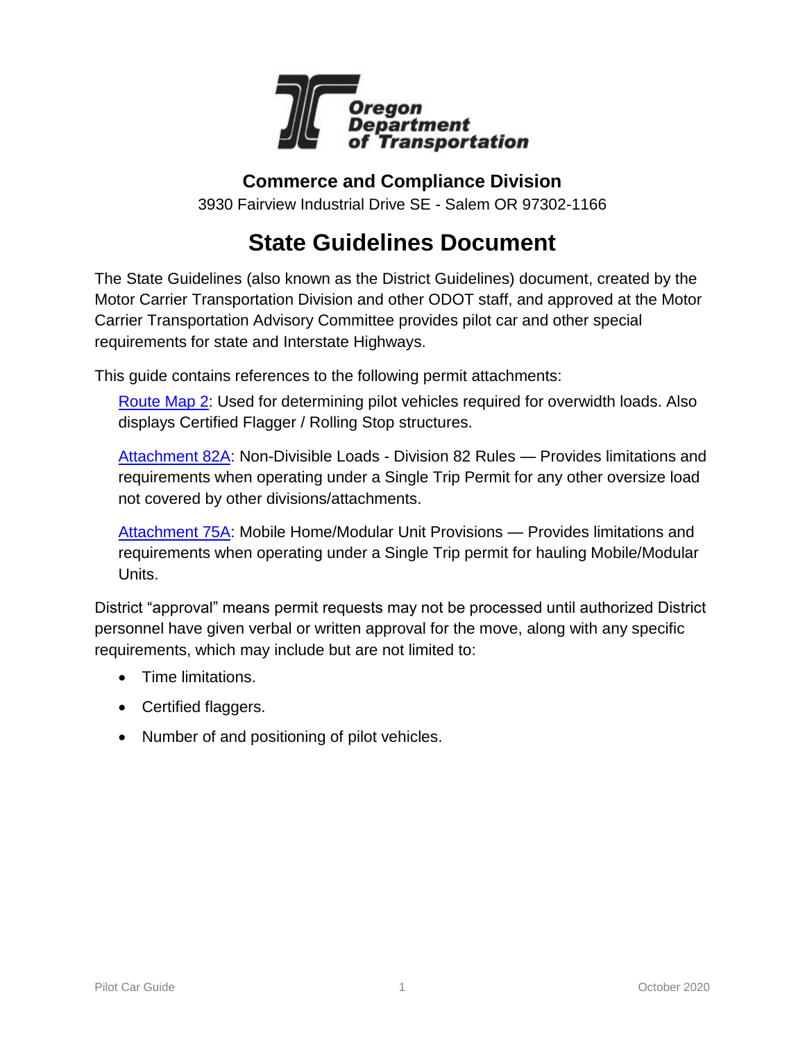Oregon Department of Transportation

**Commerce and Compliance Division**

3930 Fairview Industrial Drive SE - Salem OR 97302-1166

# State Guidelines Document

The State Guidelines (also known as the District Guidelines) document, created by the Motor Carrier Transportation Division and other ODOT staff, and approved at the Motor Carrier Transportation Advisory Committee provides pilot car and other special requirements for state and Interstate Highways.

This guide contains references to the following permit attachments:

[Route Map 2]: Used for determining pilot vehicles required for overwidth loads. Also displays Certified Flagger / Rolling Stop structures.

[Attachment 82A]: Non-Divisible Loads - Division 82 Rules — Provides limitations and requirements when operating under a Single Trip Permit for any other oversize load not covered by other divisions/attachments.

[Attachment 75A]: Mobile Home/Modular Unit Provisions — Provides limitations and requirements when operating under a Single Trip permit for hauling Mobile/Modular Units.

District "approval" means permit requests may not be processed until authorized District personnel have given verbal or written approval for the move, along with any specific requirements, which may include but are not limited to:

- Time limitations.
- Certified flaggers.
- Number of and positioning of pilot vehicles.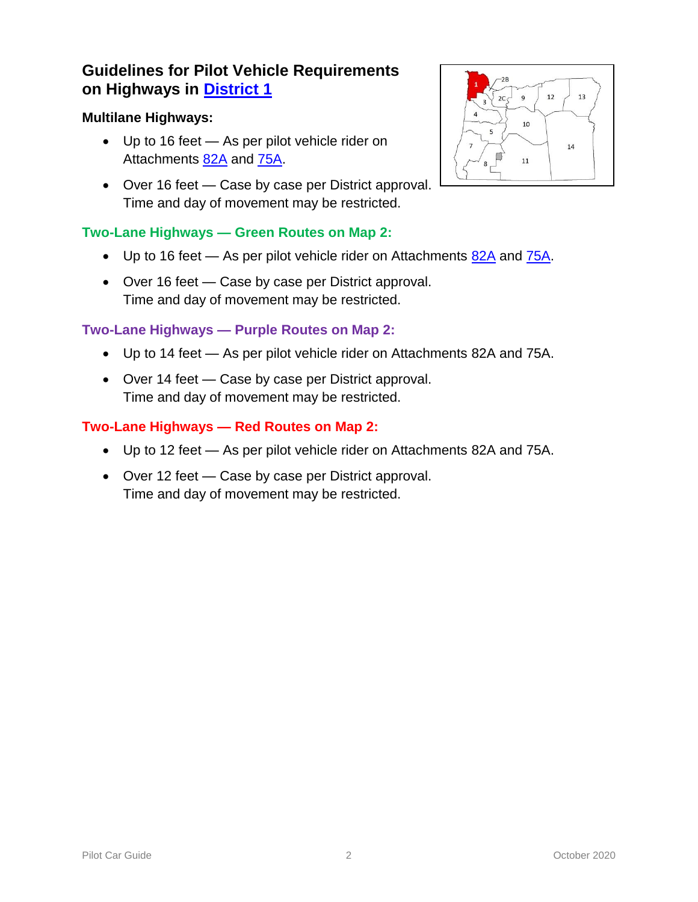## Guidelines for Pilot Vehicle Requirements on Highways in District 1

### Multilane Highways:

- Up to 16 feet — As per pilot vehicle rider on Attachments 82A and 75A.
- Over 16 feet — Case by case per District approval. Time and day of movement may be restricted.

### Two-Lane Highways — Green Routes on Map 2:

- Up to 16 feet — As per pilot vehicle rider on Attachments 82A and 75A.
- Over 16 feet — Case by case per District approval. Time and day of movement may be restricted.

### Two-Lane Highways — Purple Routes on Map 2:

- Up to 14 feet — As per pilot vehicle rider on Attachments 82A and 75A.
- Over 14 feet — Case by case per District approval. Time and day of movement may be restricted.

### Two-Lane Highways — Red Routes on Map 2:

- Up to 12 feet — As per pilot vehicle rider on Attachments 82A and 75A.
- Over 12 feet — Case by case per District approval. Time and day of movement may be restricted.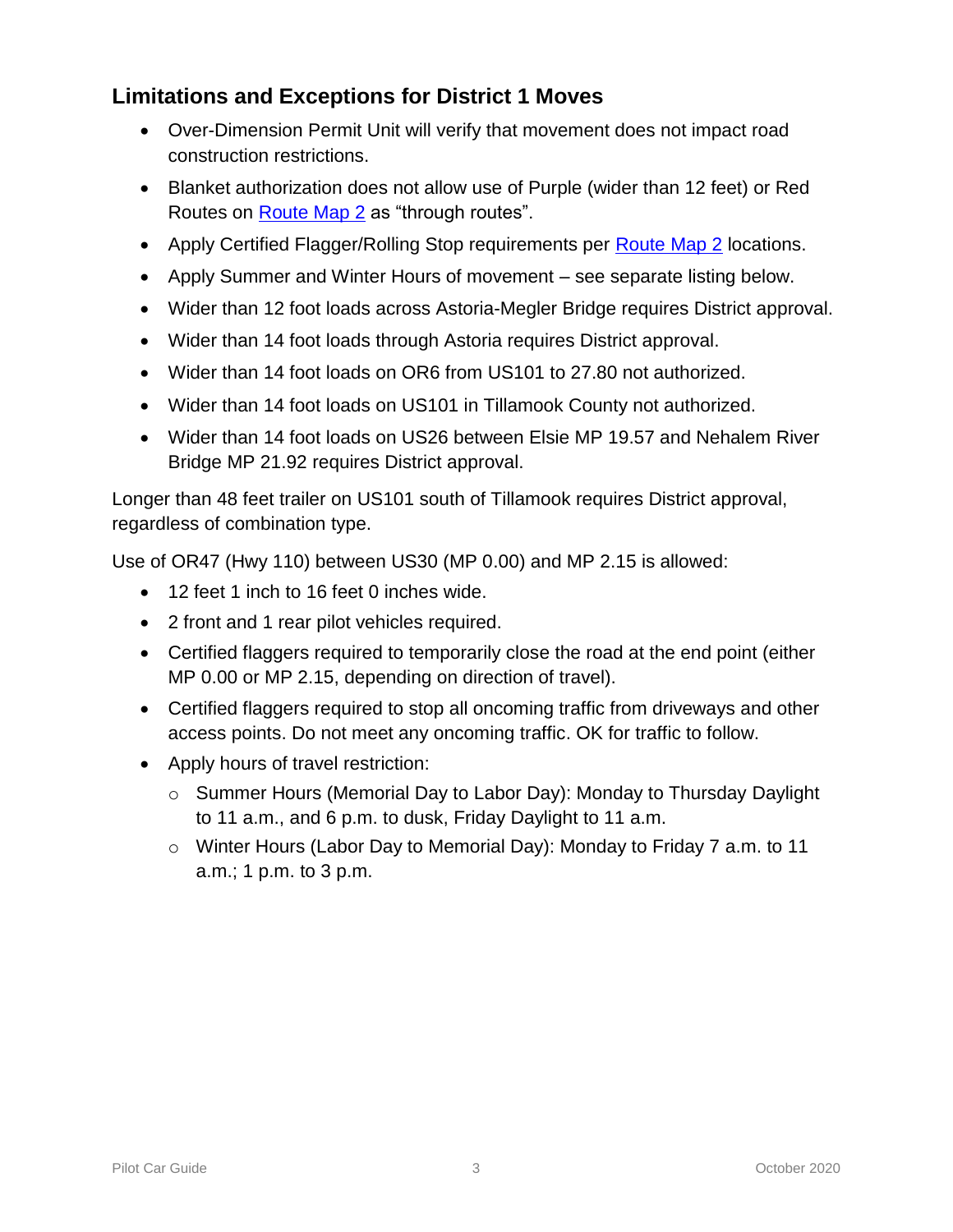## Limitations and Exceptions for District 1 Moves

- Over-Dimension Permit Unit will verify that movement does not impact road construction restrictions.
- Blanket authorization does not allow use of Purple (wider than 12 feet) or Red Routes on [Route Map 2](#) as “through routes”.
- Apply Certified Flagger/Rolling Stop requirements per [Route Map 2](#) locations.
- Apply Summer and Winter Hours of movement – see separate listing below.
- Wider than 12 foot loads across Astoria-Megler Bridge requires District approval.
- Wider than 14 foot loads through Astoria requires District approval.
- Wider than 14 foot loads on OR6 from US101 to 27.80 not authorized.
- Wider than 14 foot loads on US101 in Tillamook County not authorized.
- Wider than 14 foot loads on US26 between Elsie MP 19.57 and Nehalem River Bridge MP 21.92 requires District approval.

Longer than 48 feet trailer on US101 south of Tillamook requires District approval, regardless of combination type.

Use of OR47 (Hwy 110) between US30 (MP 0.00) and MP 2.15 is allowed:

- 12 feet 1 inch to 16 feet 0 inches wide.
- 2 front and 1 rear pilot vehicles required.
- Certified flaggers required to temporarily close the road at the end point (either MP 0.00 or MP 2.15, depending on direction of travel).
- Certified flaggers required to stop all oncoming traffic from driveways and other access points. Do not meet any oncoming traffic. OK for traffic to follow.
- Apply hours of travel restriction:
  - Summer Hours (Memorial Day to Labor Day): Monday to Thursday Daylight to 11 a.m., and 6 p.m. to dusk, Friday Daylight to 11 a.m.
  - Winter Hours (Labor Day to Memorial Day): Monday to Friday 7 a.m. to 11 a.m.; 1 p.m. to 3 p.m.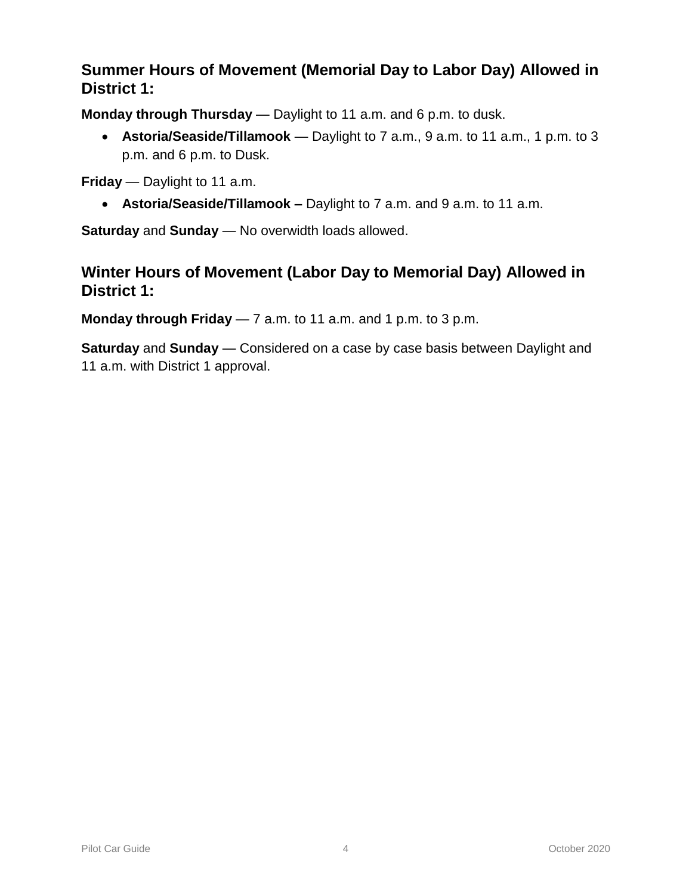## Summer Hours of Movement (Memorial Day to Labor Day) Allowed in District 1:

**Monday through Thursday** — Daylight to 11 a.m. and 6 p.m. to dusk.

- **Astoria/Seaside/Tillamook** — Daylight to 7 a.m., 9 a.m. to 11 a.m., 1 p.m. to 3 p.m. and 6 p.m. to Dusk.

**Friday** — Daylight to 11 a.m.

- **Astoria/Seaside/Tillamook –** Daylight to 7 a.m. and 9 a.m. to 11 a.m.

**Saturday** and **Sunday** — No overwidth loads allowed.

## Winter Hours of Movement (Labor Day to Memorial Day) Allowed in District 1:

**Monday through Friday** — 7 a.m. to 11 a.m. and 1 p.m. to 3 p.m.

**Saturday** and **Sunday** — Considered on a case by case basis between Daylight and 11 a.m. with District 1 approval.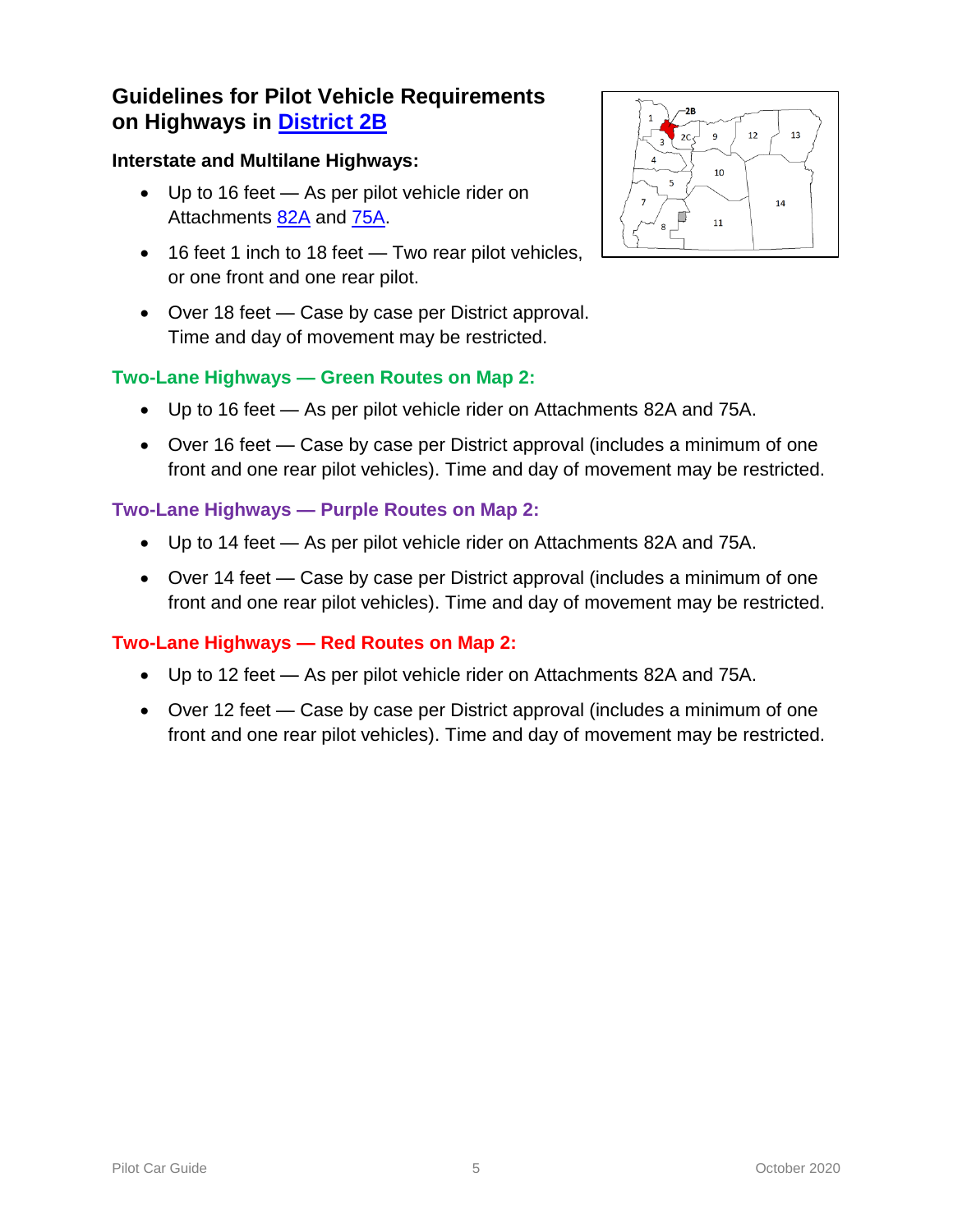## Guidelines for Pilot Vehicle Requirements on Highways in District 2B

### Interstate and Multilane Highways:

- Up to 16 feet — As per pilot vehicle rider on Attachments 82A and 75A.
- 16 feet 1 inch to 18 feet — Two rear pilot vehicles, or one front and one rear pilot.
- Over 18 feet — Case by case per District approval. Time and day of movement may be restricted.

### Two-Lane Highways — Green Routes on Map 2:

- Up to 16 feet — As per pilot vehicle rider on Attachments 82A and 75A.
- Over 16 feet — Case by case per District approval (includes a minimum of one front and one rear pilot vehicles). Time and day of movement may be restricted.

### Two-Lane Highways — Purple Routes on Map 2:

- Up to 14 feet — As per pilot vehicle rider on Attachments 82A and 75A.
- Over 14 feet — Case by case per District approval (includes a minimum of one front and one rear pilot vehicles). Time and day of movement may be restricted.

### Two-Lane Highways — Red Routes on Map 2:

- Up to 12 feet — As per pilot vehicle rider on Attachments 82A and 75A.
- Over 12 feet — Case by case per District approval (includes a minimum of one front and one rear pilot vehicles). Time and day of movement may be restricted.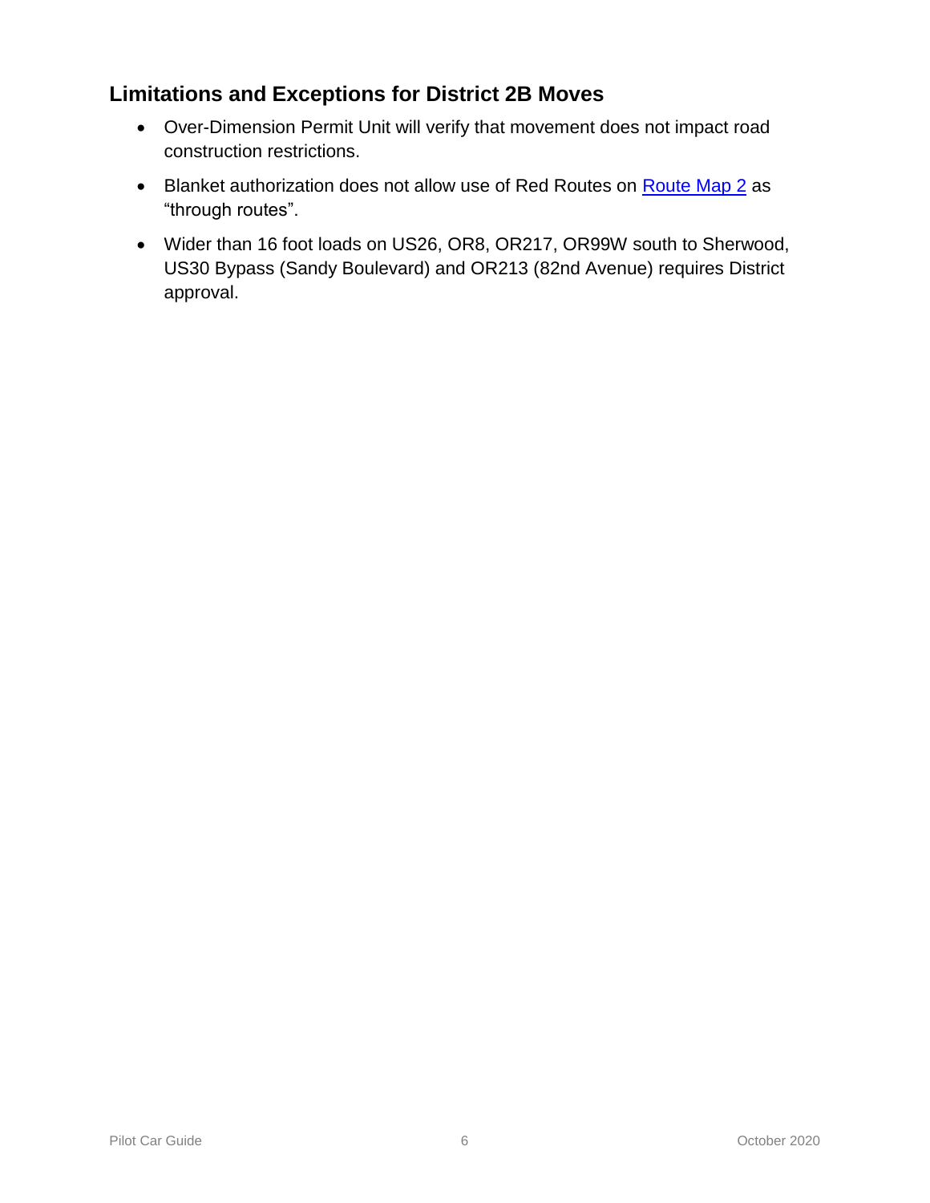## Limitations and Exceptions for District 2B Moves

- Over-Dimension Permit Unit will verify that movement does not impact road construction restrictions.
- Blanket authorization does not allow use of Red Routes on [Route Map 2]() as "through routes".
- Wider than 16 foot loads on US26, OR8, OR217, OR99W south to Sherwood, US30 Bypass (Sandy Boulevard) and OR213 (82nd Avenue) requires District approval.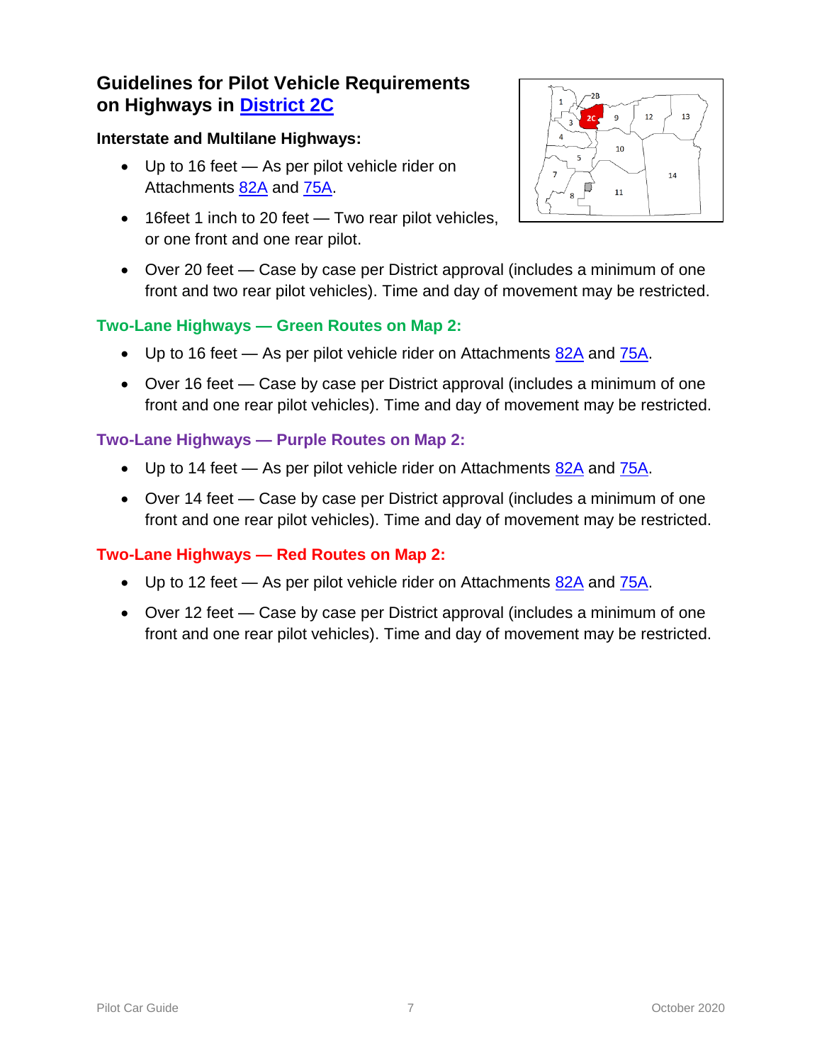## Guidelines for Pilot Vehicle Requirements on Highways in District 2C

**Interstate and Multilane Highways:**

- Up to 16 feet — As per pilot vehicle rider on Attachments 82A and 75A.
- 16feet 1 inch to 20 feet — Two rear pilot vehicles, or one front and one rear pilot.
- Over 20 feet — Case by case per District approval (includes a minimum of one front and two rear pilot vehicles). Time and day of movement may be restricted.

### Two-Lane Highways — Green Routes on Map 2:

- Up to 16 feet — As per pilot vehicle rider on Attachments 82A and 75A.
- Over 16 feet — Case by case per District approval (includes a minimum of one front and one rear pilot vehicles). Time and day of movement may be restricted.

### Two-Lane Highways — Purple Routes on Map 2:

- Up to 14 feet — As per pilot vehicle rider on Attachments 82A and 75A.
- Over 14 feet — Case by case per District approval (includes a minimum of one front and one rear pilot vehicles). Time and day of movement may be restricted.

### Two-Lane Highways — Red Routes on Map 2:

- Up to 12 feet — As per pilot vehicle rider on Attachments 82A and 75A.
- Over 12 feet — Case by case per District approval (includes a minimum of one front and one rear pilot vehicles). Time and day of movement may be restricted.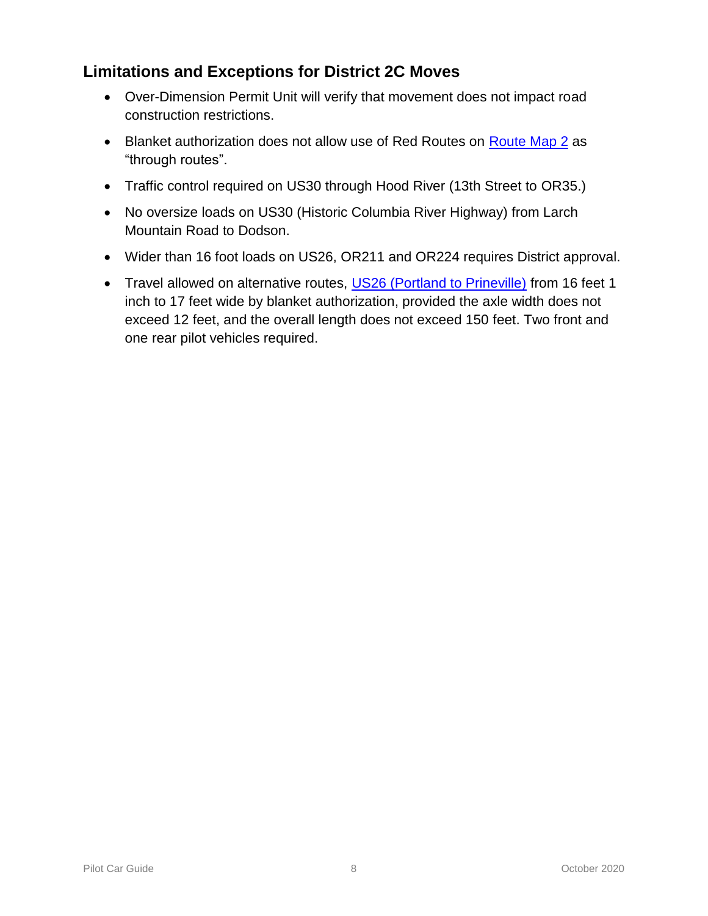## Limitations and Exceptions for District 2C Moves

- Over-Dimension Permit Unit will verify that movement does not impact road construction restrictions.
- Blanket authorization does not allow use of Red Routes on Route Map 2 as "through routes".
- Traffic control required on US30 through Hood River (13th Street to OR35.)
- No oversize loads on US30 (Historic Columbia River Highway) from Larch Mountain Road to Dodson.
- Wider than 16 foot loads on US26, OR211 and OR224 requires District approval.
- Travel allowed on alternative routes, US26 (Portland to Prineville) from 16 feet 1 inch to 17 feet wide by blanket authorization, provided the axle width does not exceed 12 feet, and the overall length does not exceed 150 feet. Two front and one rear pilot vehicles required.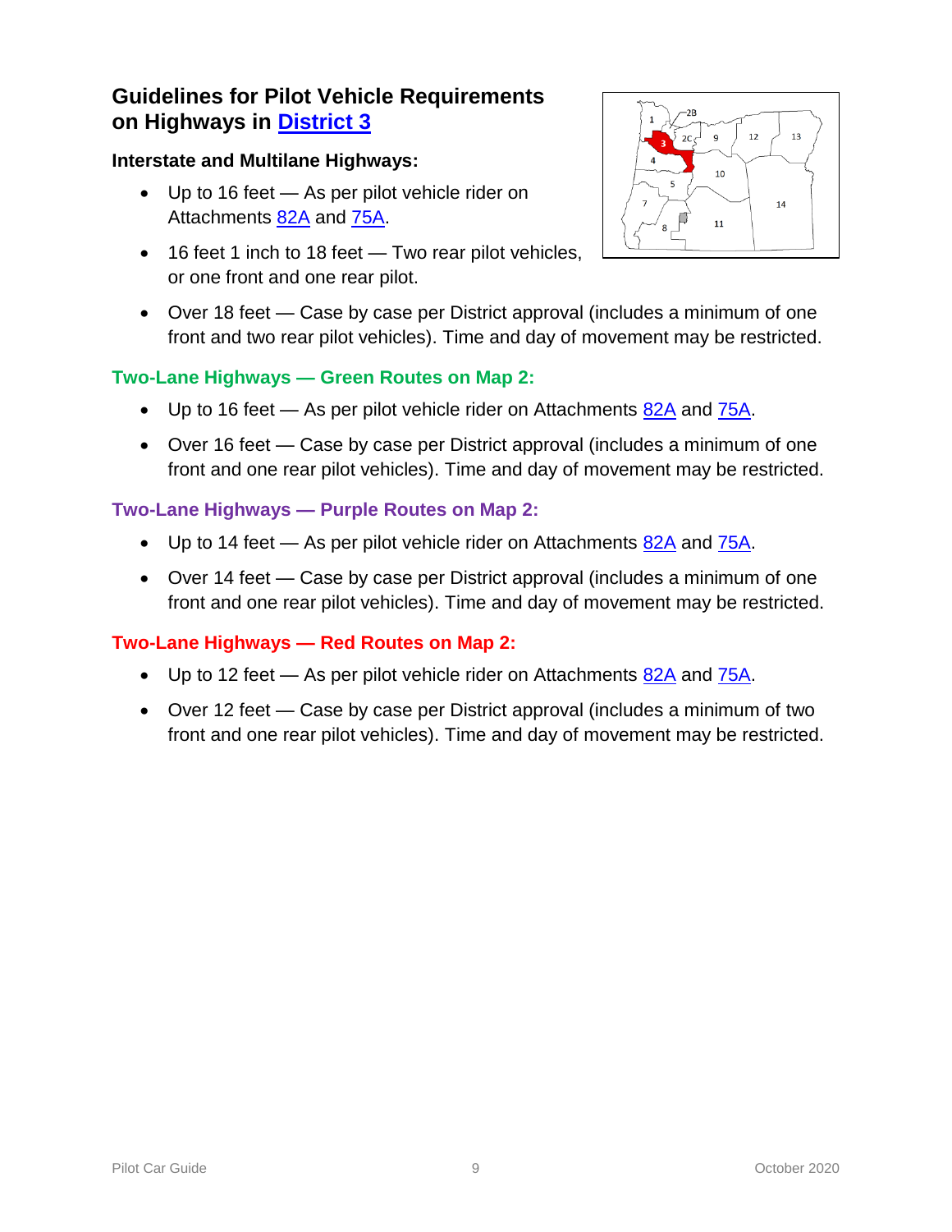## Guidelines for Pilot Vehicle Requirements on Highways in District 3

**Interstate and Multilane Highways:**

- Up to 16 feet — As per pilot vehicle rider on Attachments 82A and 75A.
- 16 feet 1 inch to 18 feet — Two rear pilot vehicles, or one front and one rear pilot.
- Over 18 feet — Case by case per District approval (includes a minimum of one front and two rear pilot vehicles). Time and day of movement may be restricted.

**Two-Lane Highways — Green Routes on Map 2:**

- Up to 16 feet — As per pilot vehicle rider on Attachments 82A and 75A.
- Over 16 feet — Case by case per District approval (includes a minimum of one front and one rear pilot vehicles). Time and day of movement may be restricted.

**Two-Lane Highways — Purple Routes on Map 2:**

- Up to 14 feet — As per pilot vehicle rider on Attachments 82A and 75A.
- Over 14 feet — Case by case per District approval (includes a minimum of one front and one rear pilot vehicles). Time and day of movement may be restricted.

**Two-Lane Highways — Red Routes on Map 2:**

- Up to 12 feet — As per pilot vehicle rider on Attachments 82A and 75A.
- Over 12 feet — Case by case per District approval (includes a minimum of two front and one rear pilot vehicles). Time and day of movement may be restricted.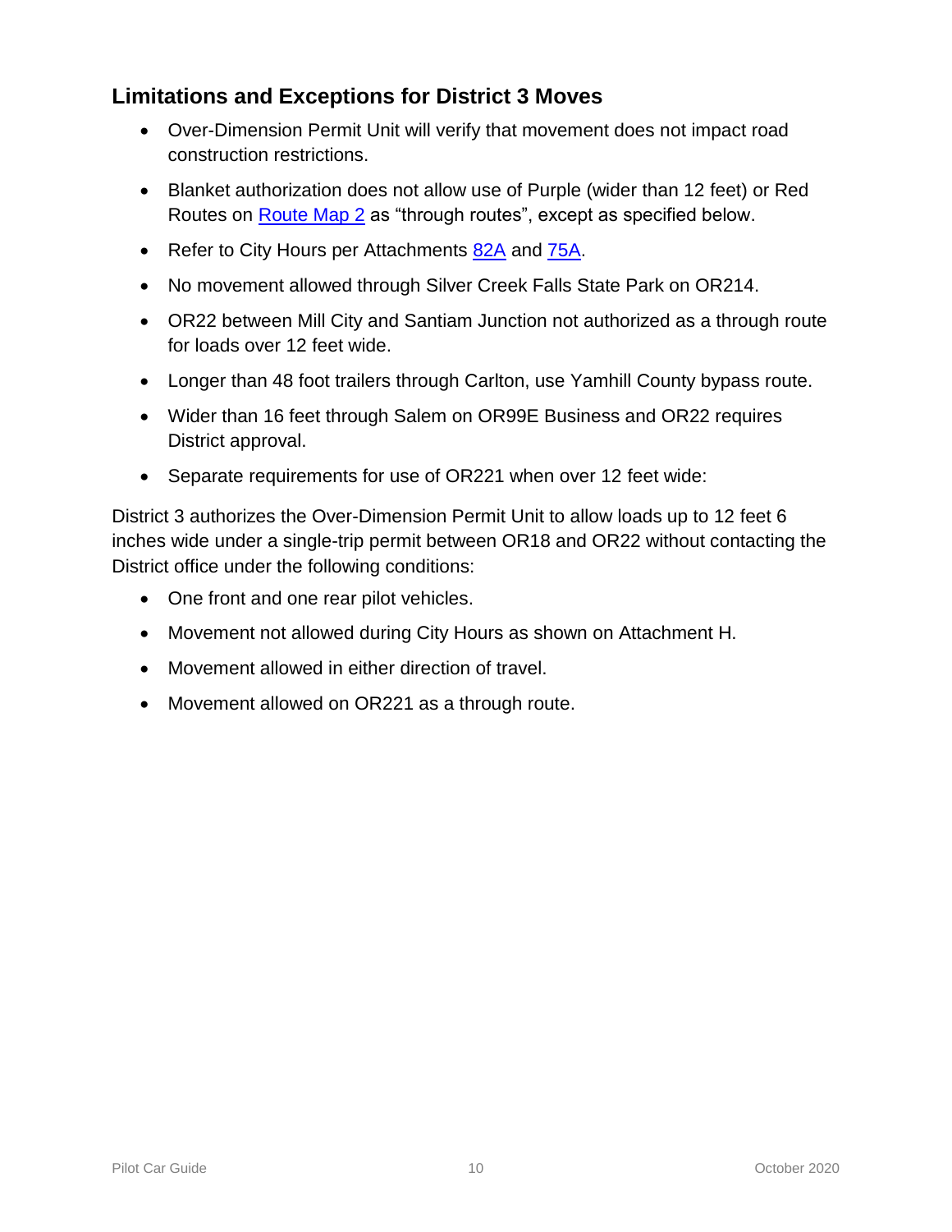## Limitations and Exceptions for District 3 Moves

- Over-Dimension Permit Unit will verify that movement does not impact road construction restrictions.
- Blanket authorization does not allow use of Purple (wider than 12 feet) or Red Routes on Route Map 2 as "through routes", except as specified below.
- Refer to City Hours per Attachments 82A and 75A.
- No movement allowed through Silver Creek Falls State Park on OR214.
- OR22 between Mill City and Santiam Junction not authorized as a through route for loads over 12 feet wide.
- Longer than 48 foot trailers through Carlton, use Yamhill County bypass route.
- Wider than 16 feet through Salem on OR99E Business and OR22 requires District approval.
- Separate requirements for use of OR221 when over 12 feet wide:

District 3 authorizes the Over-Dimension Permit Unit to allow loads up to 12 feet 6 inches wide under a single-trip permit between OR18 and OR22 without contacting the District office under the following conditions:

- One front and one rear pilot vehicles.
- Movement not allowed during City Hours as shown on Attachment H.
- Movement allowed in either direction of travel.
- Movement allowed on OR221 as a through route.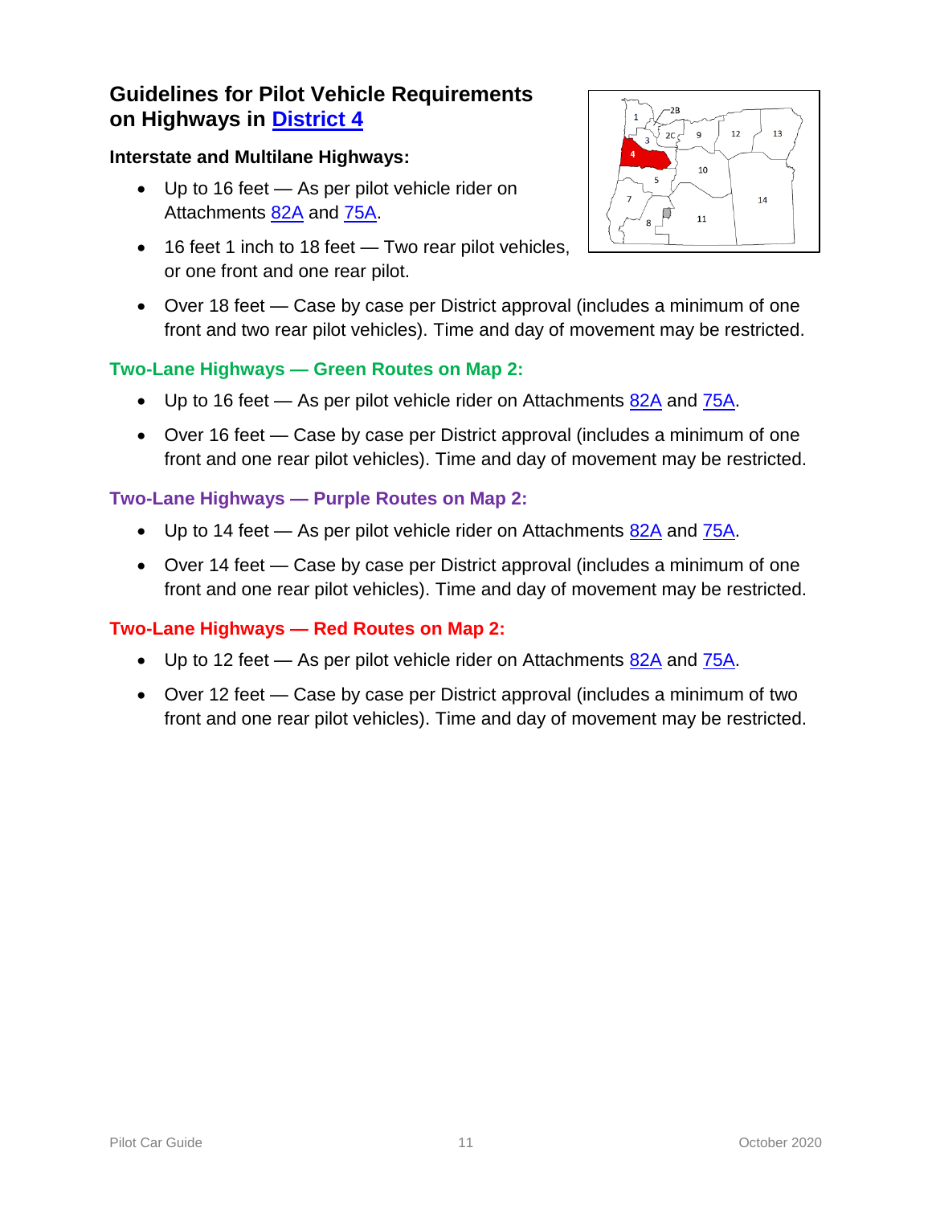## Guidelines for Pilot Vehicle Requirements on Highways in District 4

### Interstate and Multilane Highways:

- Up to 16 feet — As per pilot vehicle rider on Attachments 82A and 75A.
- 16 feet 1 inch to 18 feet — Two rear pilot vehicles, or one front and one rear pilot.
- Over 18 feet — Case by case per District approval (includes a minimum of one front and two rear pilot vehicles). Time and day of movement may be restricted.

### Two-Lane Highways — Green Routes on Map 2:

- Up to 16 feet — As per pilot vehicle rider on Attachments 82A and 75A.
- Over 16 feet — Case by case per District approval (includes a minimum of one front and one rear pilot vehicles). Time and day of movement may be restricted.

### Two-Lane Highways — Purple Routes on Map 2:

- Up to 14 feet — As per pilot vehicle rider on Attachments 82A and 75A.
- Over 14 feet — Case by case per District approval (includes a minimum of one front and one rear pilot vehicles). Time and day of movement may be restricted.

### Two-Lane Highways — Red Routes on Map 2:

- Up to 12 feet — As per pilot vehicle rider on Attachments 82A and 75A.
- Over 12 feet — Case by case per District approval (includes a minimum of two front and one rear pilot vehicles). Time and day of movement may be restricted.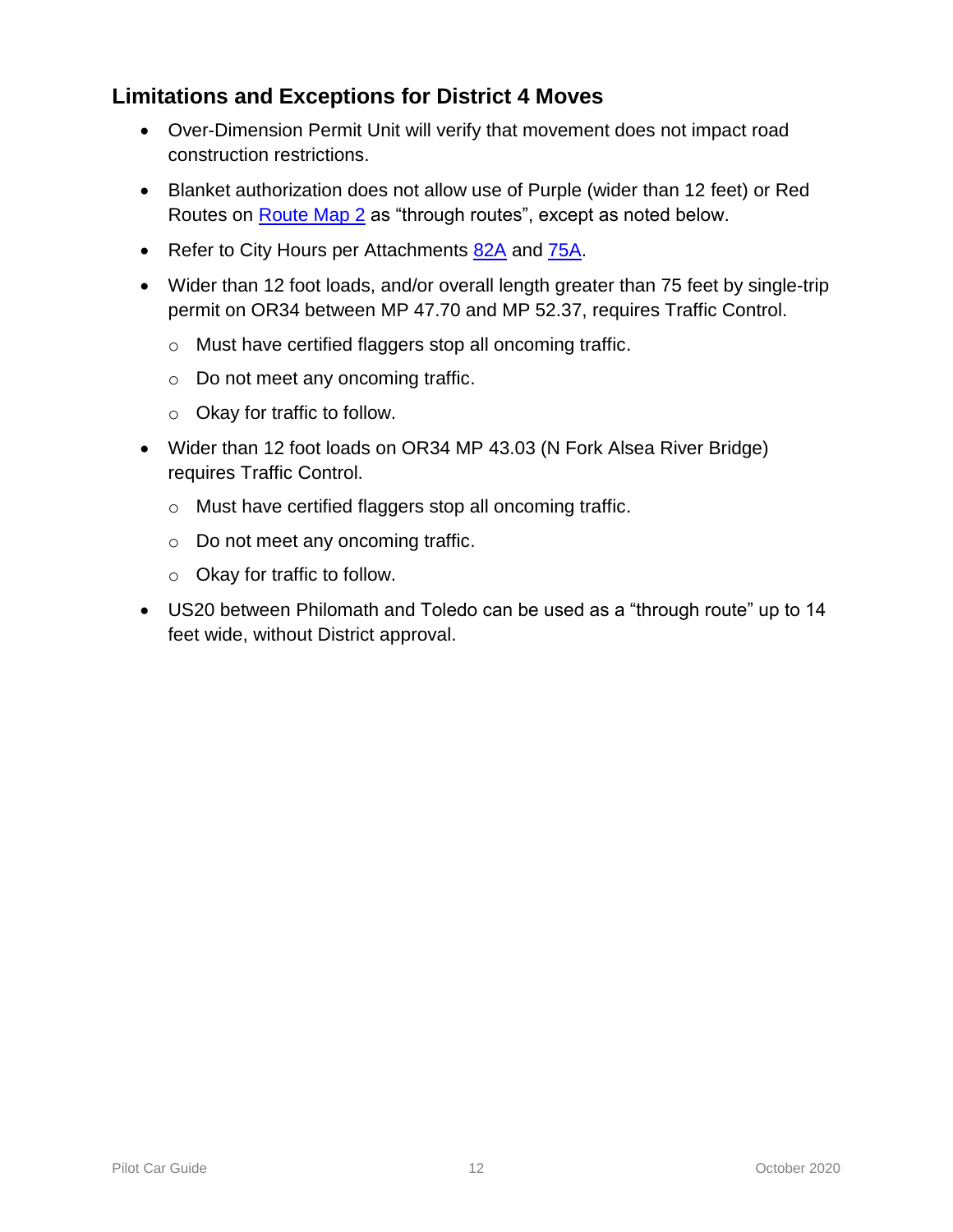## Limitations and Exceptions for District 4 Moves

- Over-Dimension Permit Unit will verify that movement does not impact road construction restrictions.
- Blanket authorization does not allow use of Purple (wider than 12 feet) or Red Routes on Route Map 2 as "through routes", except as noted below.
- Refer to City Hours per Attachments 82A and 75A.
- Wider than 12 foot loads, and/or overall length greater than 75 feet by single-trip permit on OR34 between MP 47.70 and MP 52.37, requires Traffic Control.
  - Must have certified flaggers stop all oncoming traffic.
  - Do not meet any oncoming traffic.
  - Okay for traffic to follow.
- Wider than 12 foot loads on OR34 MP 43.03 (N Fork Alsea River Bridge) requires Traffic Control.
  - Must have certified flaggers stop all oncoming traffic.
  - Do not meet any oncoming traffic.
  - Okay for traffic to follow.
- US20 between Philomath and Toledo can be used as a "through route" up to 14 feet wide, without District approval.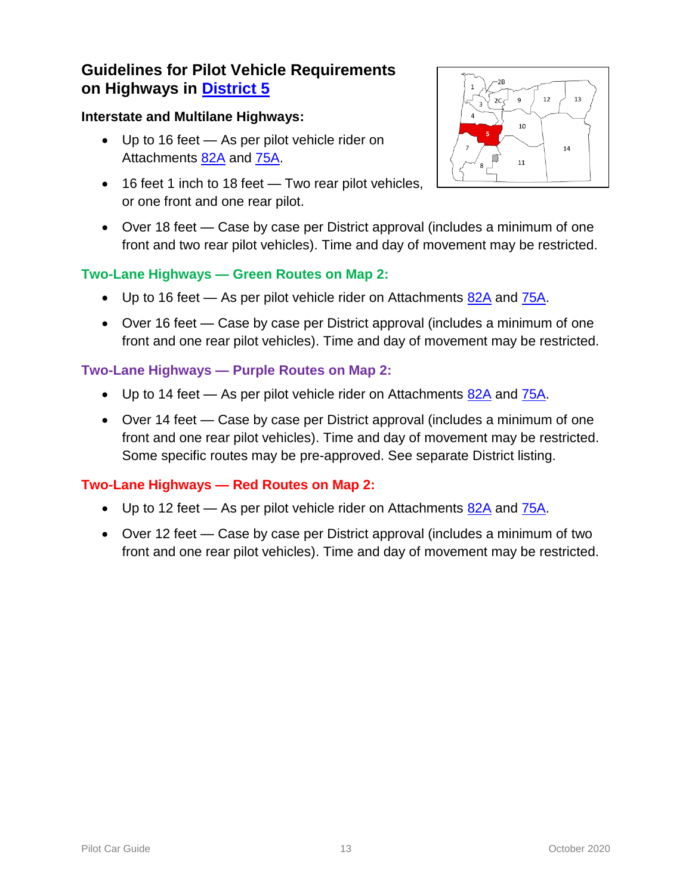## Guidelines for Pilot Vehicle Requirements on Highways in District 5

### Interstate and Multilane Highways:

- Up to 16 feet — As per pilot vehicle rider on Attachments 82A and 75A.
- 16 feet 1 inch to 18 feet — Two rear pilot vehicles, or one front and one rear pilot.
- Over 18 feet — Case by case per District approval (includes a minimum of one front and two rear pilot vehicles). Time and day of movement may be restricted.

### Two-Lane Highways — Green Routes on Map 2:

- Up to 16 feet — As per pilot vehicle rider on Attachments 82A and 75A.
- Over 16 feet — Case by case per District approval (includes a minimum of one front and one rear pilot vehicles). Time and day of movement may be restricted.

### Two-Lane Highways — Purple Routes on Map 2:

- Up to 14 feet — As per pilot vehicle rider on Attachments 82A and 75A.
- Over 14 feet — Case by case per District approval (includes a minimum of one front and one rear pilot vehicles). Time and day of movement may be restricted. Some specific routes may be pre-approved. See separate District listing.

### Two-Lane Highways — Red Routes on Map 2:

- Up to 12 feet — As per pilot vehicle rider on Attachments 82A and 75A.
- Over 12 feet — Case by case per District approval (includes a minimum of two front and one rear pilot vehicles). Time and day of movement may be restricted.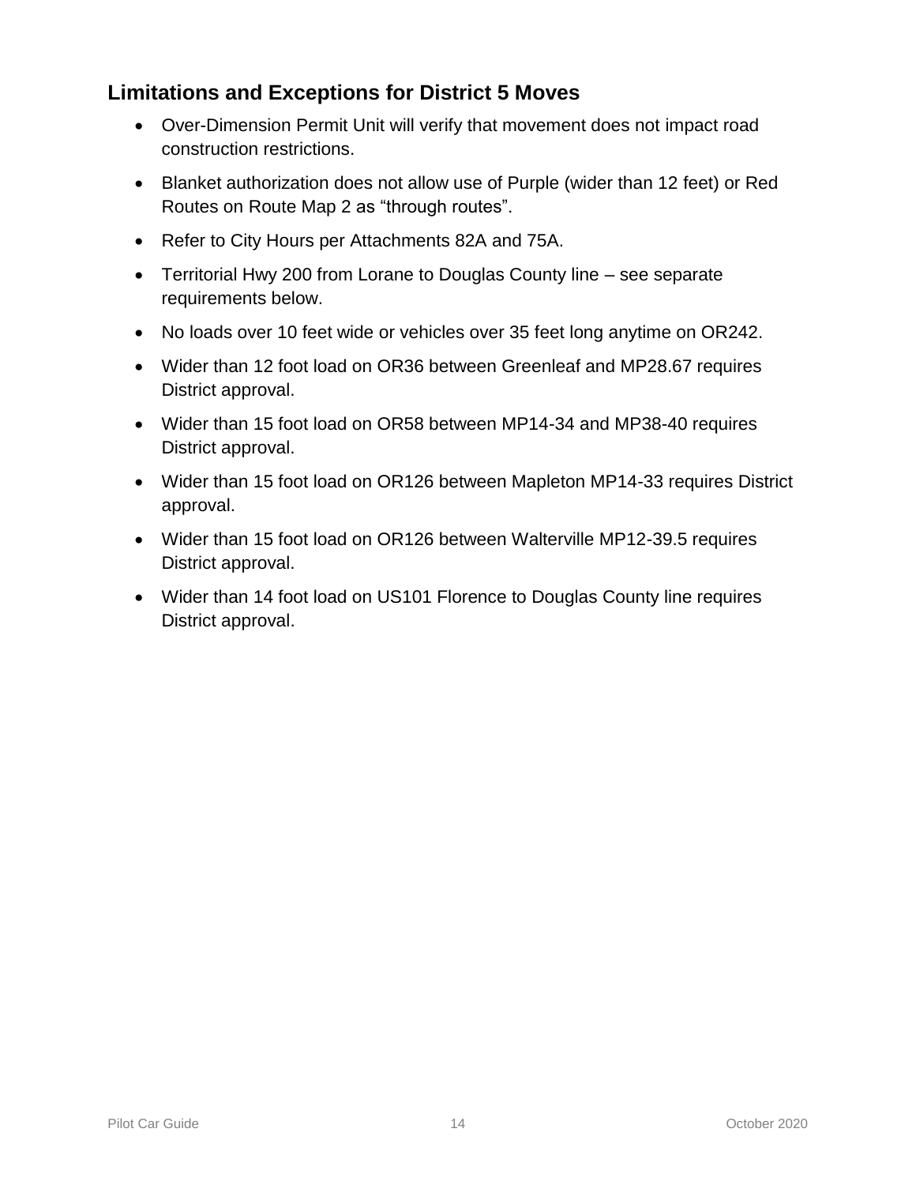## Limitations and Exceptions for District 5 Moves

- Over-Dimension Permit Unit will verify that movement does not impact road construction restrictions.
- Blanket authorization does not allow use of Purple (wider than 12 feet) or Red Routes on Route Map 2 as “through routes”.
- Refer to City Hours per Attachments 82A and 75A.
- Territorial Hwy 200 from Lorane to Douglas County line – see separate requirements below.
- No loads over 10 feet wide or vehicles over 35 feet long anytime on OR242.
- Wider than 12 foot load on OR36 between Greenleaf and MP28.67 requires District approval.
- Wider than 15 foot load on OR58 between MP14-34 and MP38-40 requires District approval.
- Wider than 15 foot load on OR126 between Mapleton MP14-33 requires District approval.
- Wider than 15 foot load on OR126 between Walterville MP12-39.5 requires District approval.
- Wider than 14 foot load on US101 Florence to Douglas County line requires District approval.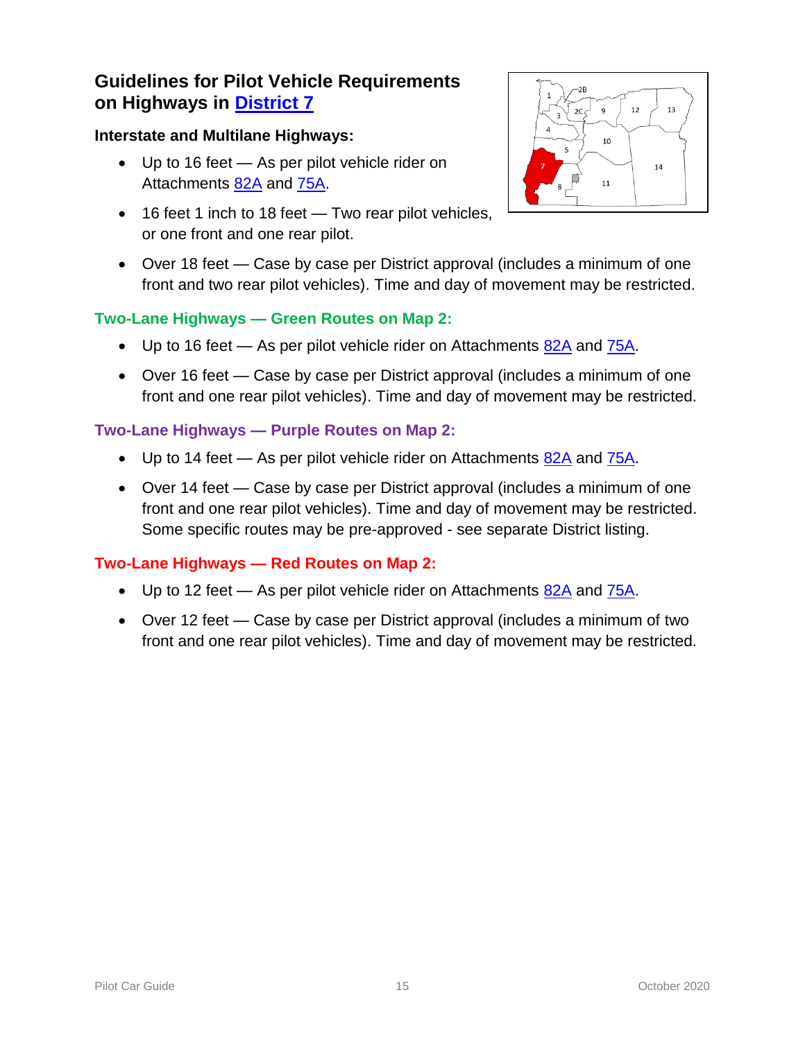## Guidelines for Pilot Vehicle Requirements on Highways in District 7

### Interstate and Multilane Highways:

- Up to 16 feet — As per pilot vehicle rider on Attachments 82A and 75A.
- 16 feet 1 inch to 18 feet — Two rear pilot vehicles, or one front and one rear pilot.
- Over 18 feet — Case by case per District approval (includes a minimum of one front and two rear pilot vehicles). Time and day of movement may be restricted.

### Two-Lane Highways — Green Routes on Map 2:

- Up to 16 feet — As per pilot vehicle rider on Attachments 82A and 75A.
- Over 16 feet — Case by case per District approval (includes a minimum of one front and one rear pilot vehicles). Time and day of movement may be restricted.

### Two-Lane Highways — Purple Routes on Map 2:

- Up to 14 feet — As per pilot vehicle rider on Attachments 82A and 75A.
- Over 14 feet — Case by case per District approval (includes a minimum of one front and one rear pilot vehicles). Time and day of movement may be restricted. Some specific routes may be pre-approved - see separate District listing.

### Two-Lane Highways — Red Routes on Map 2:

- Up to 12 feet — As per pilot vehicle rider on Attachments 82A and 75A.
- Over 12 feet — Case by case per District approval (includes a minimum of two front and one rear pilot vehicles). Time and day of movement may be restricted.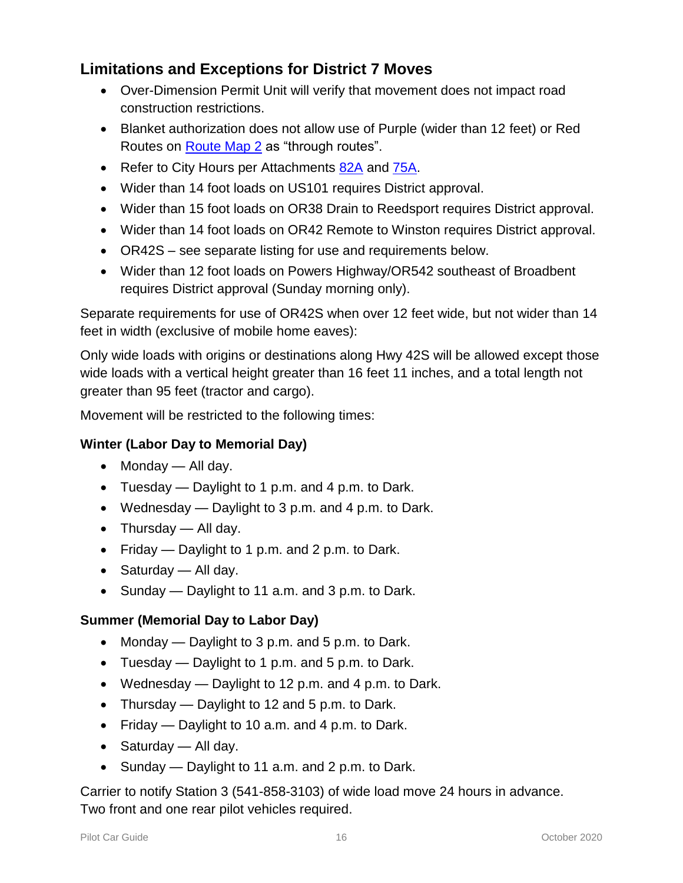## Limitations and Exceptions for District 7 Moves

- Over-Dimension Permit Unit will verify that movement does not impact road construction restrictions.
- Blanket authorization does not allow use of Purple (wider than 12 feet) or Red Routes on Route Map 2 as “through routes”.
- Refer to City Hours per Attachments 82A and 75A.
- Wider than 14 foot loads on US101 requires District approval.
- Wider than 15 foot loads on OR38 Drain to Reedsport requires District approval.
- Wider than 14 foot loads on OR42 Remote to Winston requires District approval.
- OR42S – see separate listing for use and requirements below.
- Wider than 12 foot loads on Powers Highway/OR542 southeast of Broadbent requires District approval (Sunday morning only).

Separate requirements for use of OR42S when over 12 feet wide, but not wider than 14 feet in width (exclusive of mobile home eaves):

Only wide loads with origins or destinations along Hwy 42S will be allowed except those wide loads with a vertical height greater than 16 feet 11 inches, and a total length not greater than 95 feet (tractor and cargo).

Movement will be restricted to the following times:

**Winter (Labor Day to Memorial Day)**

- Monday — All day.
- Tuesday — Daylight to 1 p.m. and 4 p.m. to Dark.
- Wednesday — Daylight to 3 p.m. and 4 p.m. to Dark.
- Thursday — All day.
- Friday — Daylight to 1 p.m. and 2 p.m. to Dark.
- Saturday — All day.
- Sunday — Daylight to 11 a.m. and 3 p.m. to Dark.

**Summer (Memorial Day to Labor Day)**

- Monday — Daylight to 3 p.m. and 5 p.m. to Dark.
- Tuesday — Daylight to 1 p.m. and 5 p.m. to Dark.
- Wednesday — Daylight to 12 p.m. and 4 p.m. to Dark.
- Thursday — Daylight to 12 and 5 p.m. to Dark.
- Friday — Daylight to 10 a.m. and 4 p.m. to Dark.
- Saturday — All day.
- Sunday — Daylight to 11 a.m. and 2 p.m. to Dark.

Carrier to notify Station 3 (541-858-3103) of wide load move 24 hours in advance.
Two front and one rear pilot vehicles required.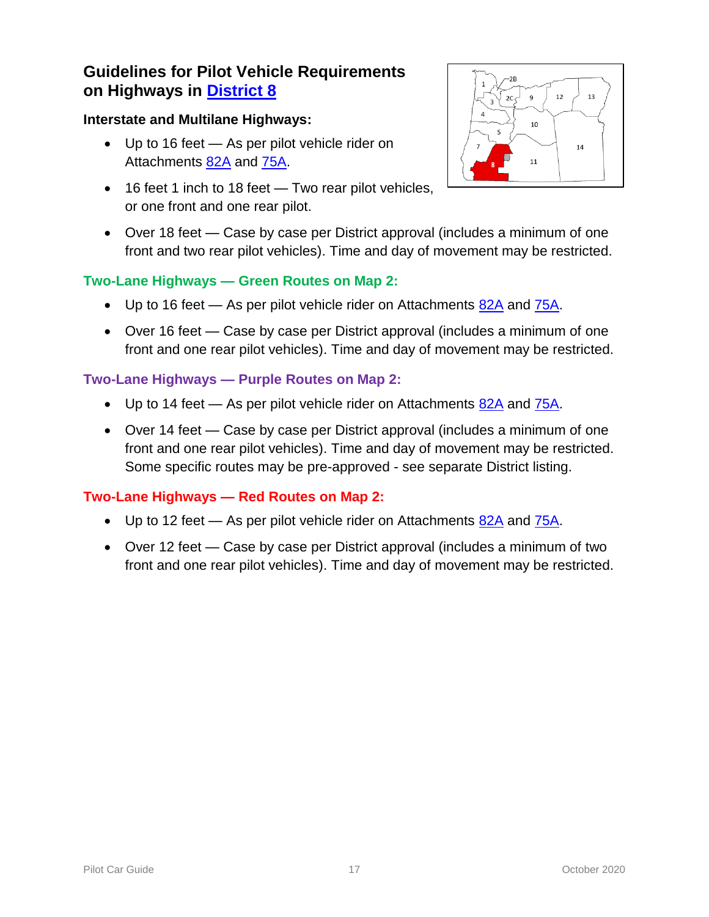## Guidelines for Pilot Vehicle Requirements on Highways in District 8

**Interstate and Multilane Highways:**

- Up to 16 feet — As per pilot vehicle rider on Attachments 82A and 75A.
- 16 feet 1 inch to 18 feet — Two rear pilot vehicles, or one front and one rear pilot.
- Over 18 feet — Case by case per District approval (includes a minimum of one front and two rear pilot vehicles). Time and day of movement may be restricted.

**Two-Lane Highways — Green Routes on Map 2:**

- Up to 16 feet — As per pilot vehicle rider on Attachments 82A and 75A.
- Over 16 feet — Case by case per District approval (includes a minimum of one front and one rear pilot vehicles). Time and day of movement may be restricted.

**Two-Lane Highways — Purple Routes on Map 2:**

- Up to 14 feet — As per pilot vehicle rider on Attachments 82A and 75A.
- Over 14 feet — Case by case per District approval (includes a minimum of one front and one rear pilot vehicles). Time and day of movement may be restricted. Some specific routes may be pre-approved - see separate District listing.

**Two-Lane Highways — Red Routes on Map 2:**

- Up to 12 feet — As per pilot vehicle rider on Attachments 82A and 75A.
- Over 12 feet — Case by case per District approval (includes a minimum of two front and one rear pilot vehicles). Time and day of movement may be restricted.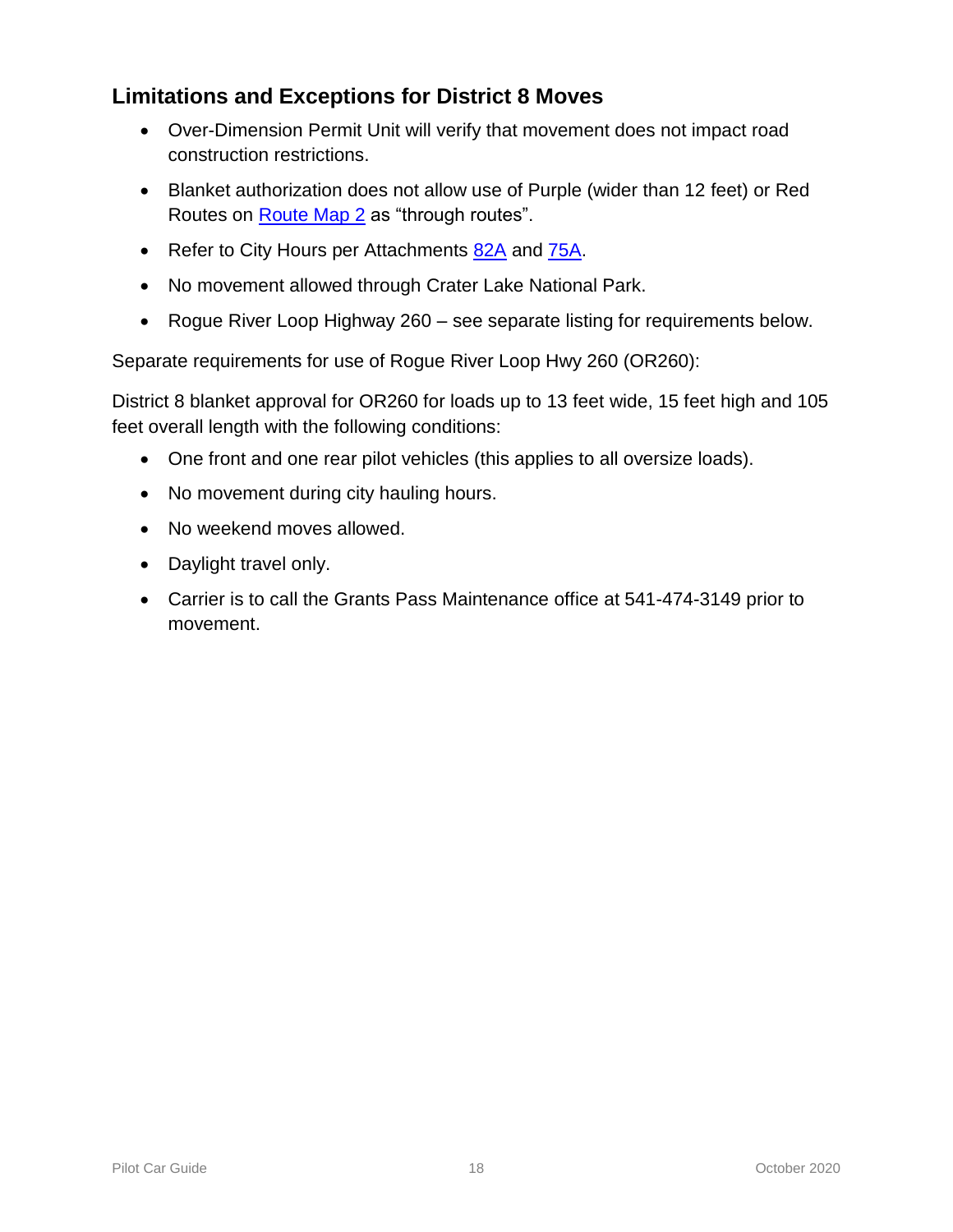## Limitations and Exceptions for District 8 Moves

- Over-Dimension Permit Unit will verify that movement does not impact road construction restrictions.
- Blanket authorization does not allow use of Purple (wider than 12 feet) or Red Routes on Route Map 2 as "through routes".
- Refer to City Hours per Attachments 82A and 75A.
- No movement allowed through Crater Lake National Park.
- Rogue River Loop Highway 260 – see separate listing for requirements below.

Separate requirements for use of Rogue River Loop Hwy 260 (OR260):

District 8 blanket approval for OR260 for loads up to 13 feet wide, 15 feet high and 105 feet overall length with the following conditions:

- One front and one rear pilot vehicles (this applies to all oversize loads).
- No movement during city hauling hours.
- No weekend moves allowed.
- Daylight travel only.
- Carrier is to call the Grants Pass Maintenance office at 541-474-3149 prior to movement.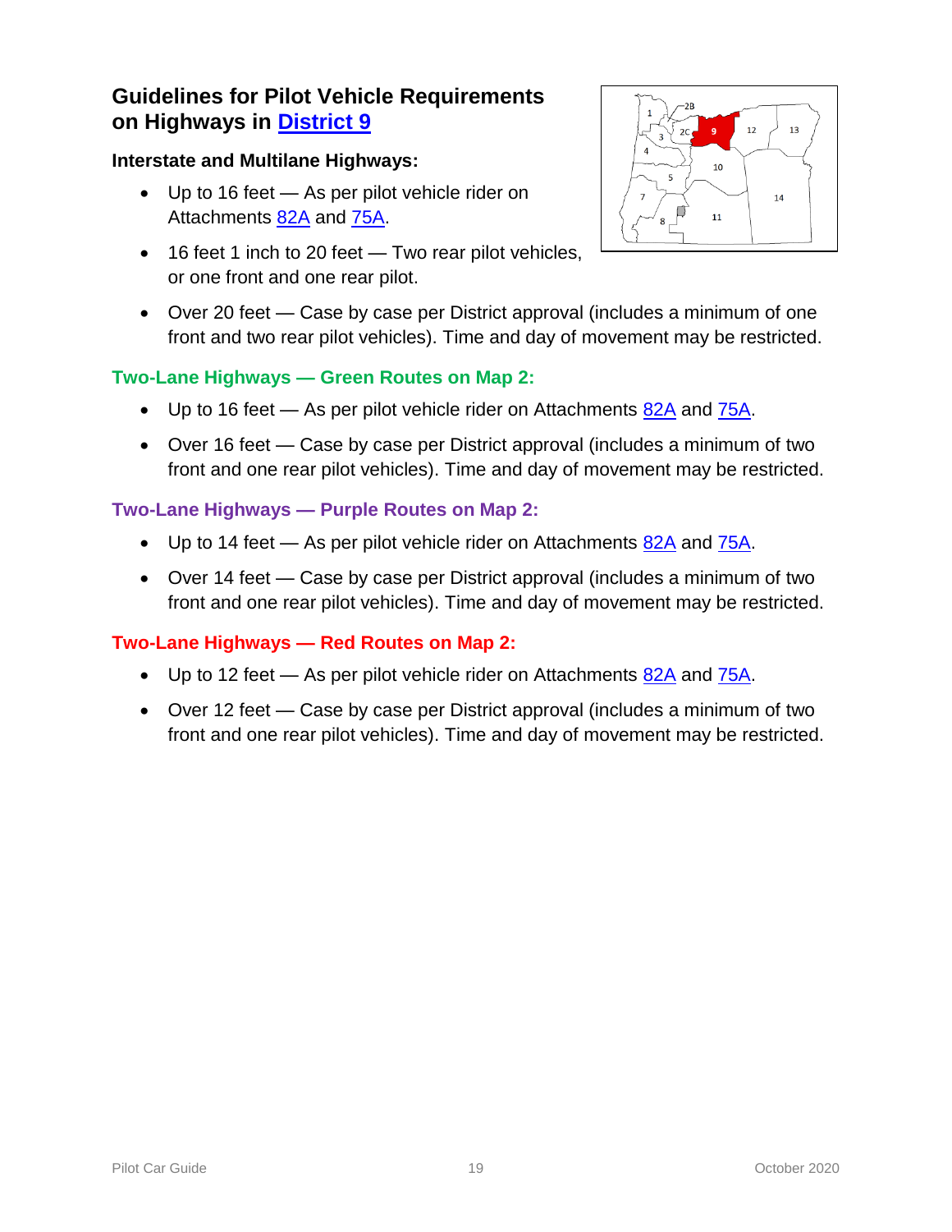## Guidelines for Pilot Vehicle Requirements on Highways in District 9

### Interstate and Multilane Highways:

- Up to 16 feet — As per pilot vehicle rider on Attachments 82A and 75A.
- 16 feet 1 inch to 20 feet — Two rear pilot vehicles, or one front and one rear pilot.
- Over 20 feet — Case by case per District approval (includes a minimum of one front and two rear pilot vehicles). Time and day of movement may be restricted.

### Two-Lane Highways — Green Routes on Map 2:

- Up to 16 feet — As per pilot vehicle rider on Attachments 82A and 75A.
- Over 16 feet — Case by case per District approval (includes a minimum of two front and one rear pilot vehicles). Time and day of movement may be restricted.

### Two-Lane Highways — Purple Routes on Map 2:

- Up to 14 feet — As per pilot vehicle rider on Attachments 82A and 75A.
- Over 14 feet — Case by case per District approval (includes a minimum of two front and one rear pilot vehicles). Time and day of movement may be restricted.

### Two-Lane Highways — Red Routes on Map 2:

- Up to 12 feet — As per pilot vehicle rider on Attachments 82A and 75A.
- Over 12 feet — Case by case per District approval (includes a minimum of two front and one rear pilot vehicles). Time and day of movement may be restricted.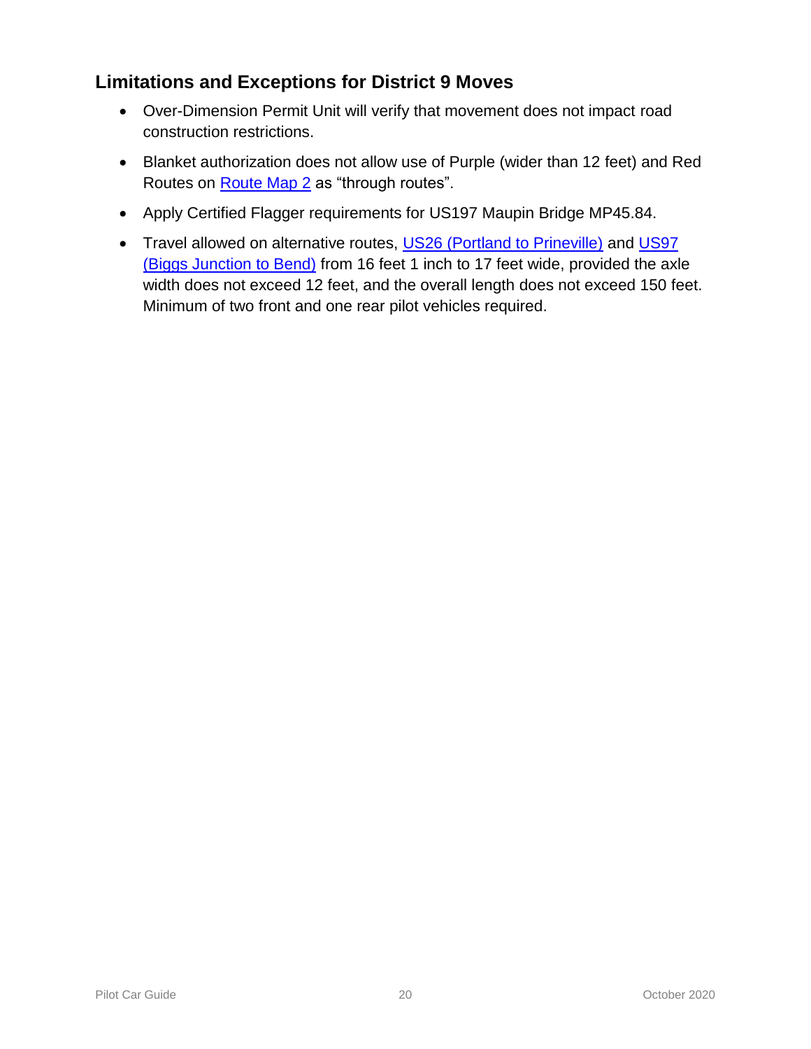## Limitations and Exceptions for District 9 Moves

- Over-Dimension Permit Unit will verify that movement does not impact road construction restrictions.
- Blanket authorization does not allow use of Purple (wider than 12 feet) and Red Routes on Route Map 2 as "through routes".
- Apply Certified Flagger requirements for US197 Maupin Bridge MP45.84.
- Travel allowed on alternative routes, US26 (Portland to Prineville) and US97 (Biggs Junction to Bend) from 16 feet 1 inch to 17 feet wide, provided the axle width does not exceed 12 feet, and the overall length does not exceed 150 feet. Minimum of two front and one rear pilot vehicles required.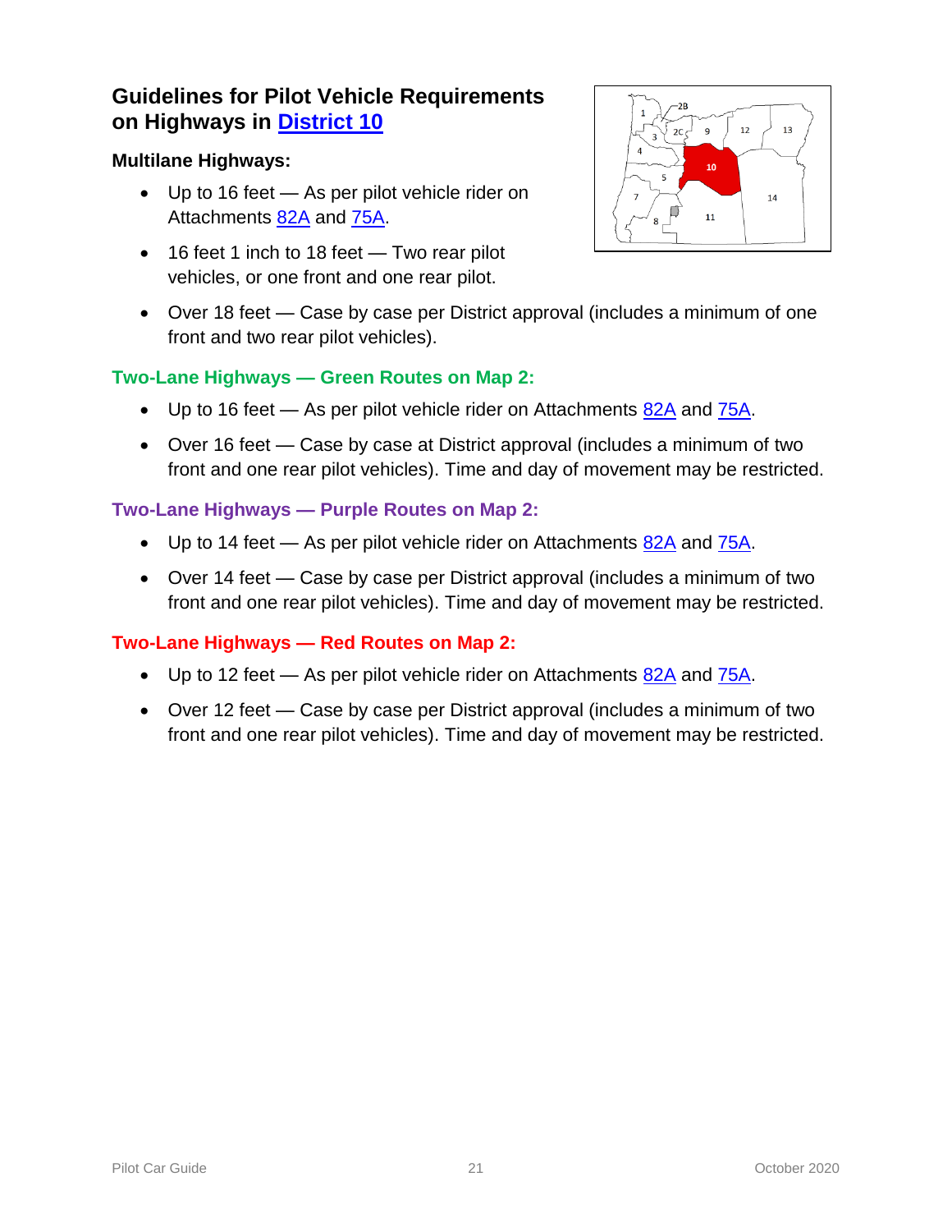## Guidelines for Pilot Vehicle Requirements on Highways in District 10

### Multilane Highways:

- Up to 16 feet — As per pilot vehicle rider on Attachments 82A and 75A.
- 16 feet 1 inch to 18 feet — Two rear pilot vehicles, or one front and one rear pilot.
- Over 18 feet — Case by case per District approval (includes a minimum of one front and two rear pilot vehicles).

### Two-Lane Highways — Green Routes on Map 2:

- Up to 16 feet — As per pilot vehicle rider on Attachments 82A and 75A.
- Over 16 feet — Case by case at District approval (includes a minimum of two front and one rear pilot vehicles). Time and day of movement may be restricted.

### Two-Lane Highways — Purple Routes on Map 2:

- Up to 14 feet — As per pilot vehicle rider on Attachments 82A and 75A.
- Over 14 feet — Case by case per District approval (includes a minimum of two front and one rear pilot vehicles). Time and day of movement may be restricted.

### Two-Lane Highways — Red Routes on Map 2:

- Up to 12 feet — As per pilot vehicle rider on Attachments 82A and 75A.
- Over 12 feet — Case by case per District approval (includes a minimum of two front and one rear pilot vehicles). Time and day of movement may be restricted.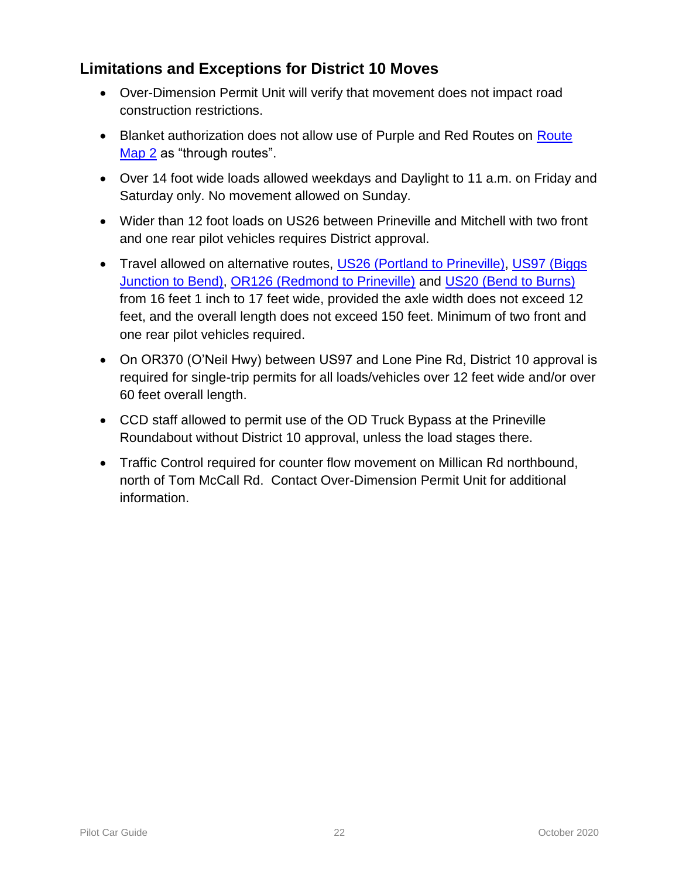## Limitations and Exceptions for District 10 Moves

- Over-Dimension Permit Unit will verify that movement does not impact road construction restrictions.
- Blanket authorization does not allow use of Purple and Red Routes on Route Map 2 as "through routes".
- Over 14 foot wide loads allowed weekdays and Daylight to 11 a.m. on Friday and Saturday only. No movement allowed on Sunday.
- Wider than 12 foot loads on US26 between Prineville and Mitchell with two front and one rear pilot vehicles requires District approval.
- Travel allowed on alternative routes, US26 (Portland to Prineville), US97 (Biggs Junction to Bend), OR126 (Redmond to Prineville) and US20 (Bend to Burns) from 16 feet 1 inch to 17 feet wide, provided the axle width does not exceed 12 feet, and the overall length does not exceed 150 feet. Minimum of two front and one rear pilot vehicles required.
- On OR370 (O'Neil Hwy) between US97 and Lone Pine Rd, District 10 approval is required for single-trip permits for all loads/vehicles over 12 feet wide and/or over 60 feet overall length.
- CCD staff allowed to permit use of the OD Truck Bypass at the Prineville Roundabout without District 10 approval, unless the load stages there.
- Traffic Control required for counter flow movement on Millican Rd northbound, north of Tom McCall Rd. Contact Over-Dimension Permit Unit for additional information.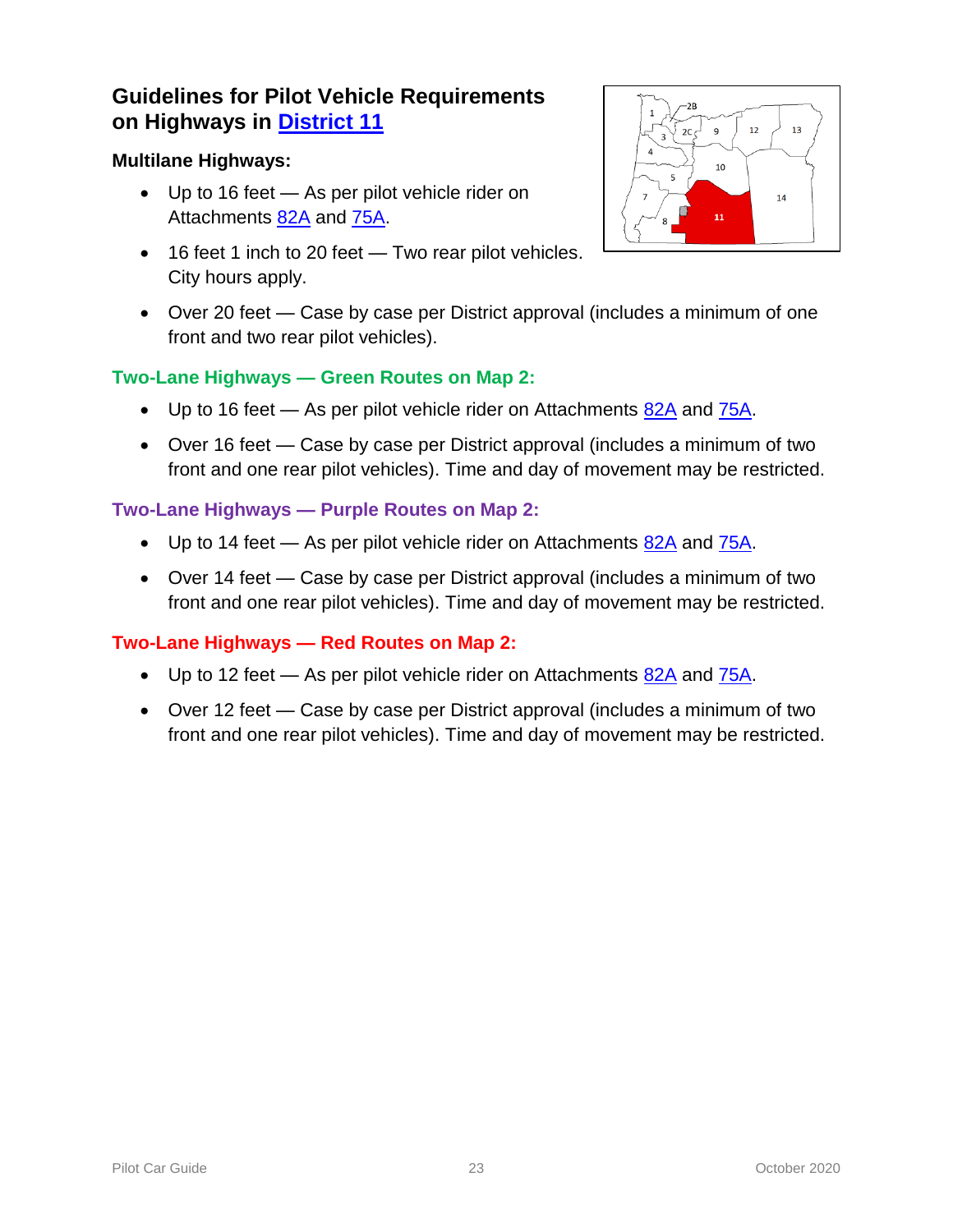## Guidelines for Pilot Vehicle Requirements on Highways in District 11

### Multilane Highways:

- Up to 16 feet — As per pilot vehicle rider on Attachments 82A and 75A.
- 16 feet 1 inch to 20 feet — Two rear pilot vehicles. City hours apply.
- Over 20 feet — Case by case per District approval (includes a minimum of one front and two rear pilot vehicles).

### Two-Lane Highways — Green Routes on Map 2:

- Up to 16 feet — As per pilot vehicle rider on Attachments 82A and 75A.
- Over 16 feet — Case by case per District approval (includes a minimum of two front and one rear pilot vehicles). Time and day of movement may be restricted.

### Two-Lane Highways — Purple Routes on Map 2:

- Up to 14 feet — As per pilot vehicle rider on Attachments 82A and 75A.
- Over 14 feet — Case by case per District approval (includes a minimum of two front and one rear pilot vehicles). Time and day of movement may be restricted.

### Two-Lane Highways — Red Routes on Map 2:

- Up to 12 feet — As per pilot vehicle rider on Attachments 82A and 75A.
- Over 12 feet — Case by case per District approval (includes a minimum of two front and one rear pilot vehicles). Time and day of movement may be restricted.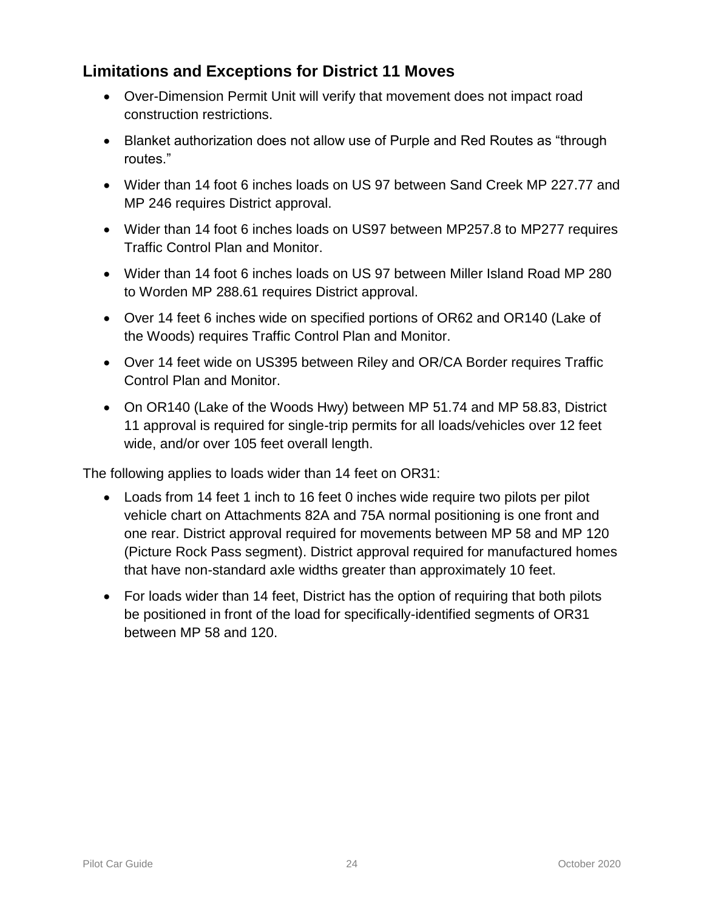## Limitations and Exceptions for District 11 Moves

- Over-Dimension Permit Unit will verify that movement does not impact road construction restrictions.
- Blanket authorization does not allow use of Purple and Red Routes as "through routes."
- Wider than 14 foot 6 inches loads on US 97 between Sand Creek MP 227.77 and MP 246 requires District approval.
- Wider than 14 foot 6 inches loads on US97 between MP257.8 to MP277 requires Traffic Control Plan and Monitor.
- Wider than 14 foot 6 inches loads on US 97 between Miller Island Road MP 280 to Worden MP 288.61 requires District approval.
- Over 14 feet 6 inches wide on specified portions of OR62 and OR140 (Lake of the Woods) requires Traffic Control Plan and Monitor.
- Over 14 feet wide on US395 between Riley and OR/CA Border requires Traffic Control Plan and Monitor.
- On OR140 (Lake of the Woods Hwy) between MP 51.74 and MP 58.83, District 11 approval is required for single-trip permits for all loads/vehicles over 12 feet wide, and/or over 105 feet overall length.

The following applies to loads wider than 14 feet on OR31:

- Loads from 14 feet 1 inch to 16 feet 0 inches wide require two pilots per pilot vehicle chart on Attachments 82A and 75A normal positioning is one front and one rear. District approval required for movements between MP 58 and MP 120 (Picture Rock Pass segment). District approval required for manufactured homes that have non-standard axle widths greater than approximately 10 feet.
- For loads wider than 14 feet, District has the option of requiring that both pilots be positioned in front of the load for specifically-identified segments of OR31 between MP 58 and 120.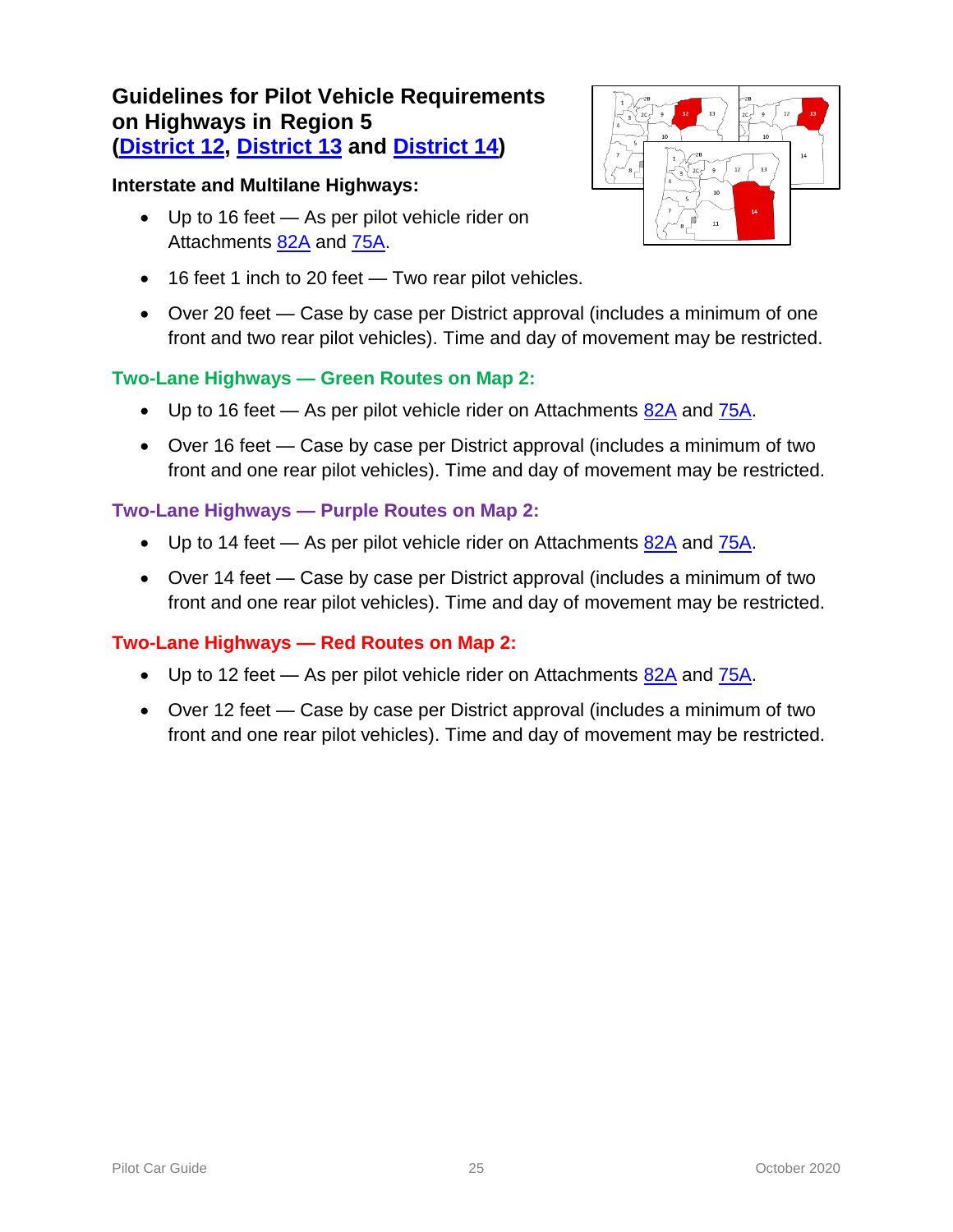## Guidelines for Pilot Vehicle Requirements on Highways in Region 5 (District 12, District 13 and District 14)

**Interstate and Multilane Highways:**

- Up to 16 feet — As per pilot vehicle rider on Attachments 82A and 75A.
- 16 feet 1 inch to 20 feet — Two rear pilot vehicles.
- Over 20 feet — Case by case per District approval (includes a minimum of one front and two rear pilot vehicles). Time and day of movement may be restricted.

**Two-Lane Highways — Green Routes on Map 2:**

- Up to 16 feet — As per pilot vehicle rider on Attachments 82A and 75A.
- Over 16 feet — Case by case per District approval (includes a minimum of two front and one rear pilot vehicles). Time and day of movement may be restricted.

**Two-Lane Highways — Purple Routes on Map 2:**

- Up to 14 feet — As per pilot vehicle rider on Attachments 82A and 75A.
- Over 14 feet — Case by case per District approval (includes a minimum of two front and one rear pilot vehicles). Time and day of movement may be restricted.

**Two-Lane Highways — Red Routes on Map 2:**

- Up to 12 feet — As per pilot vehicle rider on Attachments 82A and 75A.
- Over 12 feet — Case by case per District approval (includes a minimum of two front and one rear pilot vehicles). Time and day of movement may be restricted.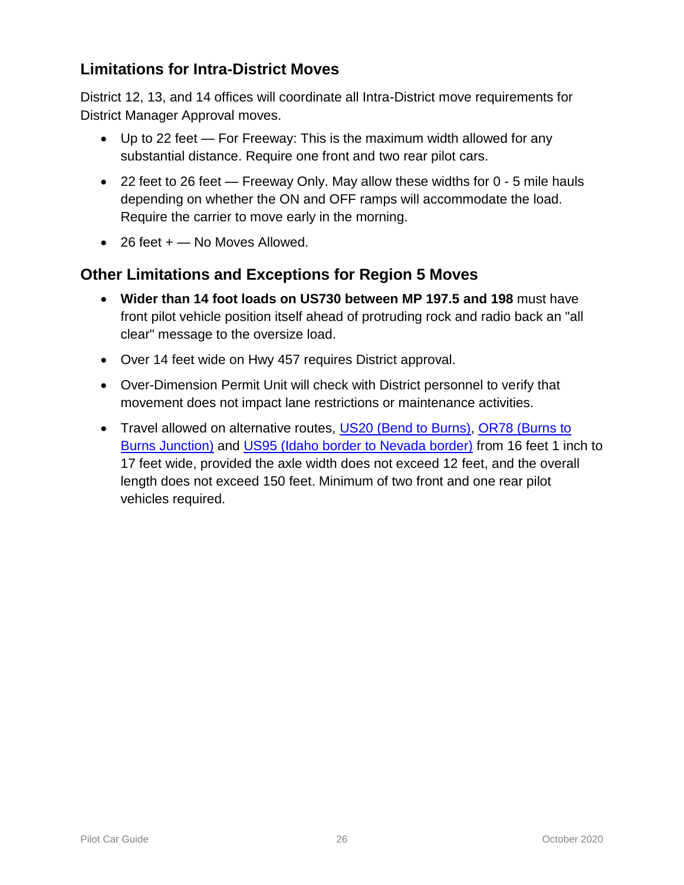## Limitations for Intra-District Moves

District 12, 13, and 14 offices will coordinate all Intra-District move requirements for District Manager Approval moves.

- Up to 22 feet — For Freeway: This is the maximum width allowed for any substantial distance. Require one front and two rear pilot cars.
- 22 feet to 26 feet — Freeway Only. May allow these widths for 0 - 5 mile hauls depending on whether the ON and OFF ramps will accommodate the load. Require the carrier to move early in the morning.
- 26 feet + — No Moves Allowed.

## Other Limitations and Exceptions for Region 5 Moves

- **Wider than 14 foot loads on US730 between MP 197.5 and 198** must have front pilot vehicle position itself ahead of protruding rock and radio back an "all clear" message to the oversize load.
- Over 14 feet wide on Hwy 457 requires District approval.
- Over-Dimension Permit Unit will check with District personnel to verify that movement does not impact lane restrictions or maintenance activities.
- Travel allowed on alternative routes, US20 (Bend to Burns), OR78 (Burns to Burns Junction) and US95 (Idaho border to Nevada border) from 16 feet 1 inch to 17 feet wide, provided the axle width does not exceed 12 feet, and the overall length does not exceed 150 feet. Minimum of two front and one rear pilot vehicles required.